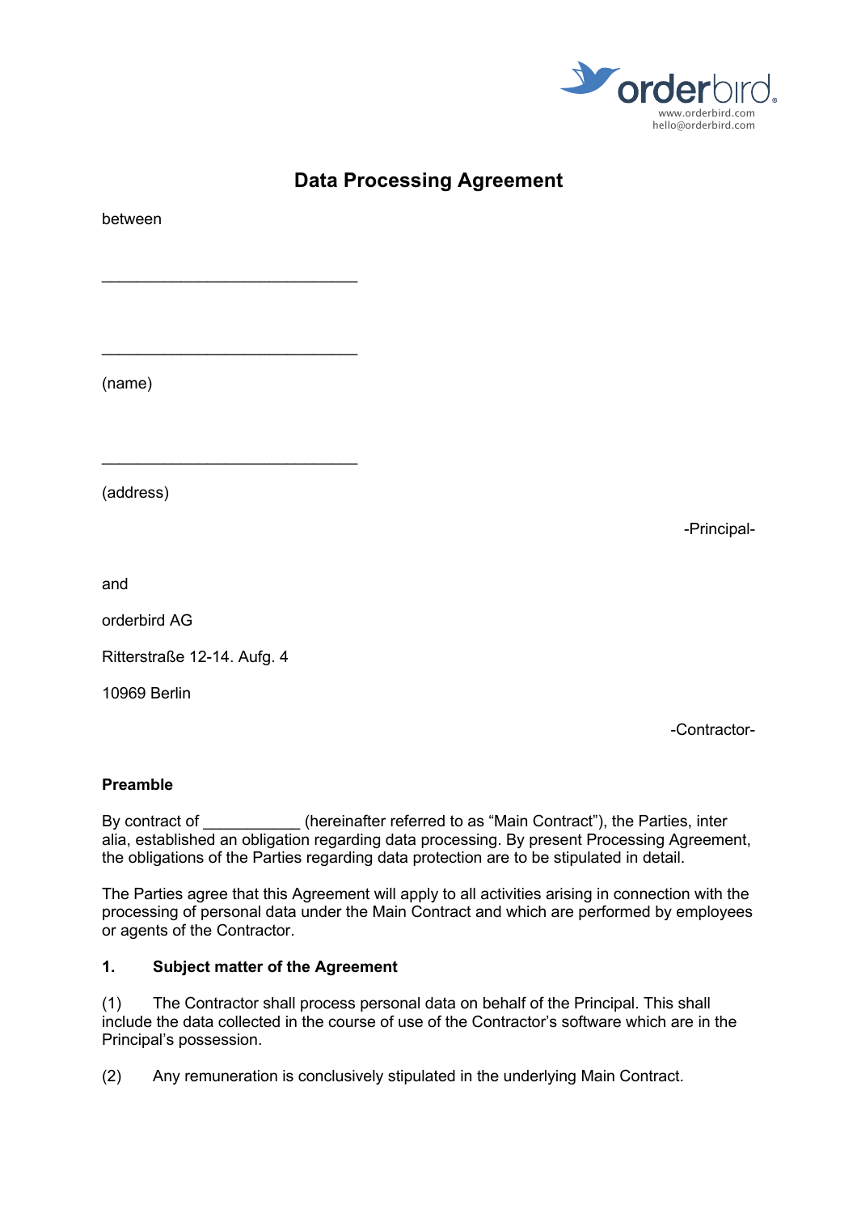orderbird
www.orderbird.com
hello@orderbird.com

# Data Processing Agreement

between

\_\_\_\_\_\_\_\_\_\_\_\_\_\_\_\_\_\_\_\_\_\_\_\_\_\_\_\_\_\_

\_\_\_\_\_\_\_\_\_\_\_\_\_\_\_\_\_\_\_\_\_\_\_\_\_\_\_\_\_\_

(name)

\_\_\_\_\_\_\_\_\_\_\_\_\_\_\_\_\_\_\_\_\_\_\_\_\_\_\_\_\_\_

(address)

-Principal-

and

orderbird AG

Ritterstraße 12-14. Aufg. 4

10969 Berlin

-Contractor-

**Preamble**

By contract of \_\_\_\_\_\_\_\_\_\_\_ (hereinafter referred to as "Main Contract"), the Parties, inter alia, established an obligation regarding data processing. By present Processing Agreement, the obligations of the Parties regarding data protection are to be stipulated in detail.

The Parties agree that this Agreement will apply to all activities arising in connection with the processing of personal data under the Main Contract and which are performed by employees or agents of the Contractor.

## 1. Subject matter of the Agreement

(1) The Contractor shall process personal data on behalf of the Principal. This shall include the data collected in the course of use of the Contractor's software which are in the Principal's possession.

(2) Any remuneration is conclusively stipulated in the underlying Main Contract.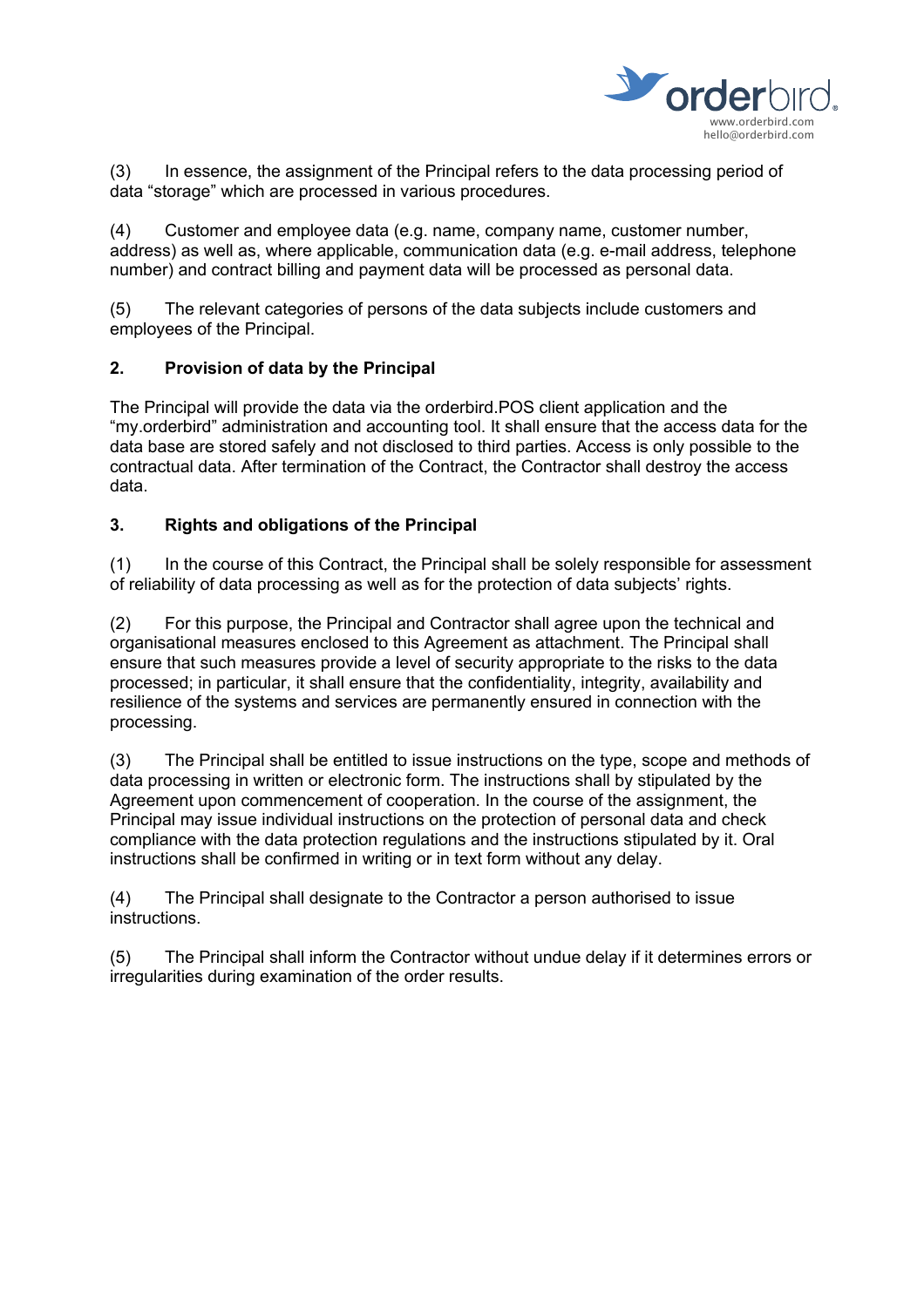(3) In essence, the assignment of the Principal refers to the data processing period of data "storage" which are processed in various procedures.

(4) Customer and employee data (e.g. name, company name, customer number, address) as well as, where applicable, communication data (e.g. e-mail address, telephone number) and contract billing and payment data will be processed as personal data.

(5) The relevant categories of persons of the data subjects include customers and employees of the Principal.

## 2. Provision of data by the Principal

The Principal will provide the data via the orderbird.POS client application and the "my.orderbird" administration and accounting tool. It shall ensure that the access data for the data base are stored safely and not disclosed to third parties. Access is only possible to the contractual data. After termination of the Contract, the Contractor shall destroy the access data.

## 3. Rights and obligations of the Principal

(1) In the course of this Contract, the Principal shall be solely responsible for assessment of reliability of data processing as well as for the protection of data subjects' rights.

(2) For this purpose, the Principal and Contractor shall agree upon the technical and organisational measures enclosed to this Agreement as attachment. The Principal shall ensure that such measures provide a level of security appropriate to the risks to the data processed; in particular, it shall ensure that the confidentiality, integrity, availability and resilience of the systems and services are permanently ensured in connection with the processing.

(3) The Principal shall be entitled to issue instructions on the type, scope and methods of data processing in written or electronic form. The instructions shall by stipulated by the Agreement upon commencement of cooperation. In the course of the assignment, the Principal may issue individual instructions on the protection of personal data and check compliance with the data protection regulations and the instructions stipulated by it. Oral instructions shall be confirmed in writing or in text form without any delay.

(4) The Principal shall designate to the Contractor a person authorised to issue instructions.

(5) The Principal shall inform the Contractor without undue delay if it determines errors or irregularities during examination of the order results.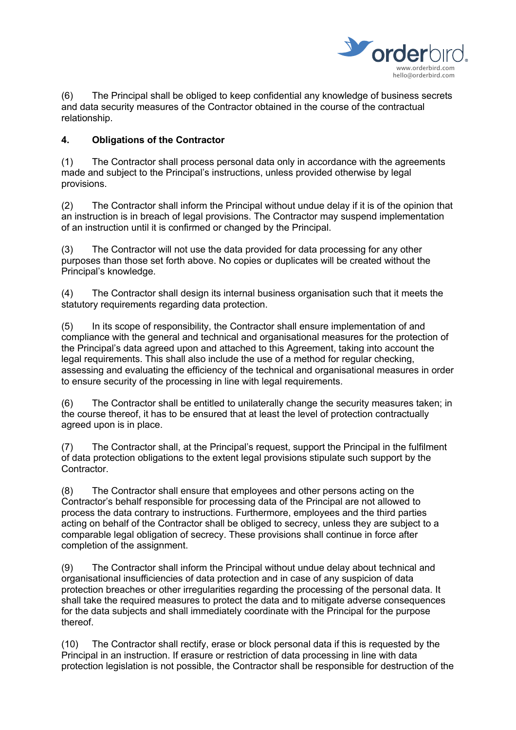(6) The Principal shall be obliged to keep confidential any knowledge of business secrets and data security measures of the Contractor obtained in the course of the contractual relationship.

## 4. Obligations of the Contractor

(1) The Contractor shall process personal data only in accordance with the agreements made and subject to the Principal's instructions, unless provided otherwise by legal provisions.

(2) The Contractor shall inform the Principal without undue delay if it is of the opinion that an instruction is in breach of legal provisions. The Contractor may suspend implementation of an instruction until it is confirmed or changed by the Principal.

(3) The Contractor will not use the data provided for data processing for any other purposes than those set forth above. No copies or duplicates will be created without the Principal's knowledge.

(4) The Contractor shall design its internal business organisation such that it meets the statutory requirements regarding data protection.

(5) In its scope of responsibility, the Contractor shall ensure implementation of and compliance with the general and technical and organisational measures for the protection of the Principal's data agreed upon and attached to this Agreement, taking into account the legal requirements. This shall also include the use of a method for regular checking, assessing and evaluating the efficiency of the technical and organisational measures in order to ensure security of the processing in line with legal requirements.

(6) The Contractor shall be entitled to unilaterally change the security measures taken; in the course thereof, it has to be ensured that at least the level of protection contractually agreed upon is in place.

(7) The Contractor shall, at the Principal's request, support the Principal in the fulfilment of data protection obligations to the extent legal provisions stipulate such support by the Contractor.

(8) The Contractor shall ensure that employees and other persons acting on the Contractor's behalf responsible for processing data of the Principal are not allowed to process the data contrary to instructions. Furthermore, employees and the third parties acting on behalf of the Contractor shall be obliged to secrecy, unless they are subject to a comparable legal obligation of secrecy. These provisions shall continue in force after completion of the assignment.

(9) The Contractor shall inform the Principal without undue delay about technical and organisational insufficiencies of data protection and in case of any suspicion of data protection breaches or other irregularities regarding the processing of the personal data. It shall take the required measures to protect the data and to mitigate adverse consequences for the data subjects and shall immediately coordinate with the Principal for the purpose thereof.

(10) The Contractor shall rectify, erase or block personal data if this is requested by the Principal in an instruction. If erasure or restriction of data processing in line with data protection legislation is not possible, the Contractor shall be responsible for destruction of the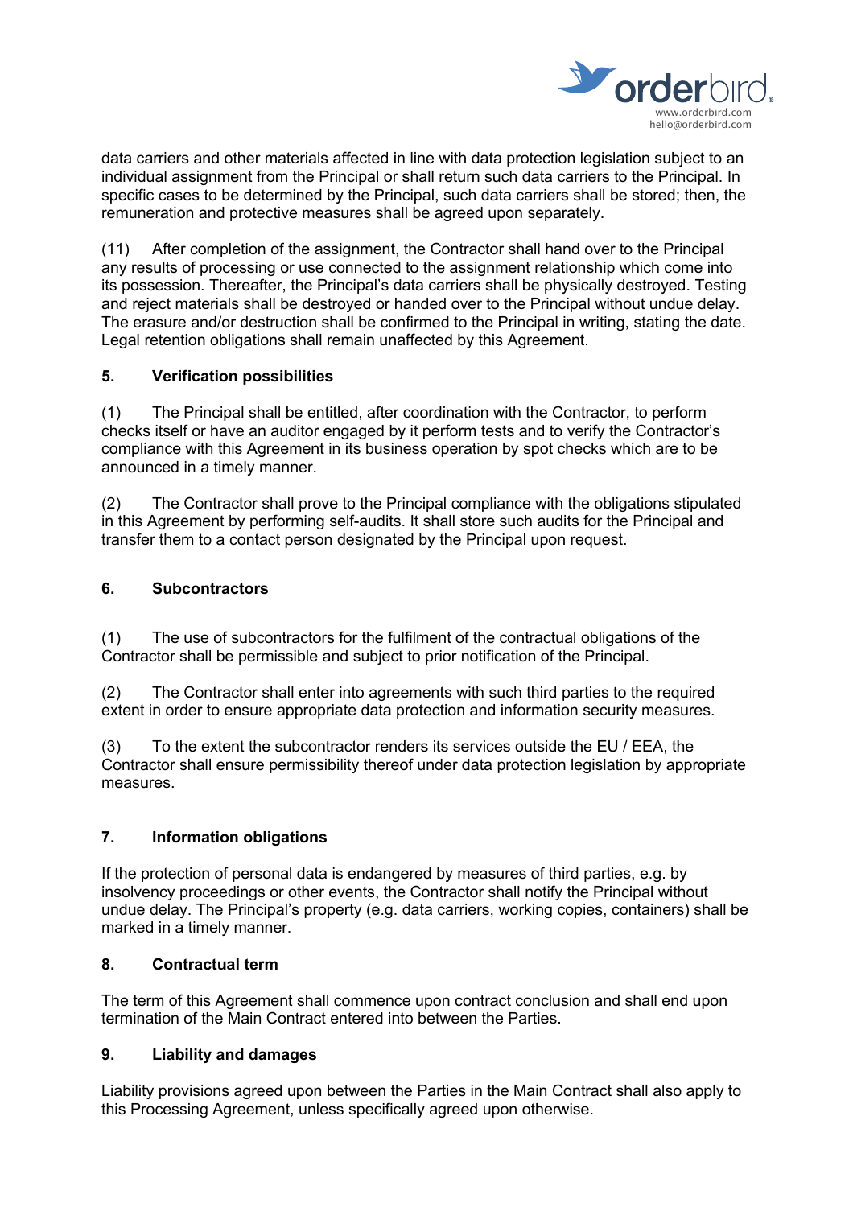data carriers and other materials affected in line with data protection legislation subject to an individual assignment from the Principal or shall return such data carriers to the Principal. In specific cases to be determined by the Principal, such data carriers shall be stored; then, the remuneration and protective measures shall be agreed upon separately.

(11) After completion of the assignment, the Contractor shall hand over to the Principal any results of processing or use connected to the assignment relationship which come into its possession. Thereafter, the Principal's data carriers shall be physically destroyed. Testing and reject materials shall be destroyed or handed over to the Principal without undue delay. The erasure and/or destruction shall be confirmed to the Principal in writing, stating the date. Legal retention obligations shall remain unaffected by this Agreement.

### 5. Verification possibilities

(1) The Principal shall be entitled, after coordination with the Contractor, to perform checks itself or have an auditor engaged by it perform tests and to verify the Contractor's compliance with this Agreement in its business operation by spot checks which are to be announced in a timely manner.

(2) The Contractor shall prove to the Principal compliance with the obligations stipulated in this Agreement by performing self-audits. It shall store such audits for the Principal and transfer them to a contact person designated by the Principal upon request.

### 6. Subcontractors

(1) The use of subcontractors for the fulfilment of the contractual obligations of the Contractor shall be permissible and subject to prior notification of the Principal.

(2) The Contractor shall enter into agreements with such third parties to the required extent in order to ensure appropriate data protection and information security measures.

(3) To the extent the subcontractor renders its services outside the EU / EEA, the Contractor shall ensure permissibility thereof under data protection legislation by appropriate measures.

### 7. Information obligations

If the protection of personal data is endangered by measures of third parties, e.g. by insolvency proceedings or other events, the Contractor shall notify the Principal without undue delay. The Principal's property (e.g. data carriers, working copies, containers) shall be marked in a timely manner.

### 8. Contractual term

The term of this Agreement shall commence upon contract conclusion and shall end upon termination of the Main Contract entered into between the Parties.

### 9. Liability and damages

Liability provisions agreed upon between the Parties in the Main Contract shall also apply to this Processing Agreement, unless specifically agreed upon otherwise.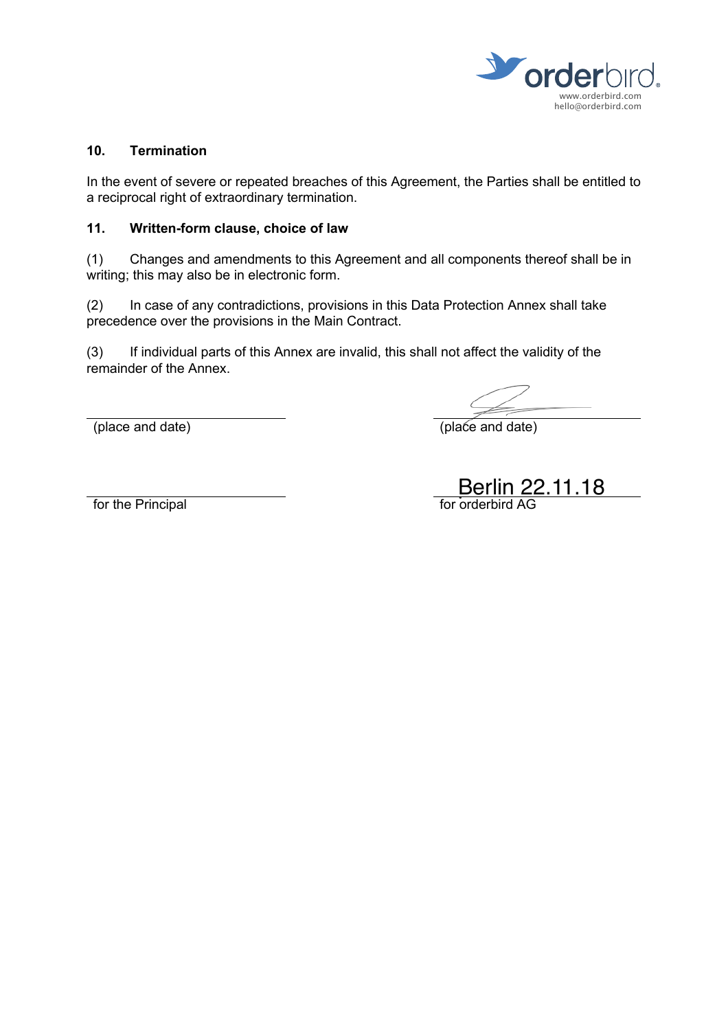## 10. Termination

In the event of severe or repeated breaches of this Agreement, the Parties shall be entitled to a reciprocal right of extraordinary termination.

## 11. Written-form clause, choice of law

(1) Changes and amendments to this Agreement and all components thereof shall be in writing; this may also be in electronic form.

(2) In case of any contradictions, provisions in this Data Protection Annex shall take precedence over the provisions in the Main Contract.

(3) If individual parts of this Annex are invalid, this shall not affect the validity of the remainder of the Annex.

| | |
|---|---|
| (place and date) | (place and date) |
| for the Principal | Berlin 22.11.18<br>for orderbird AG |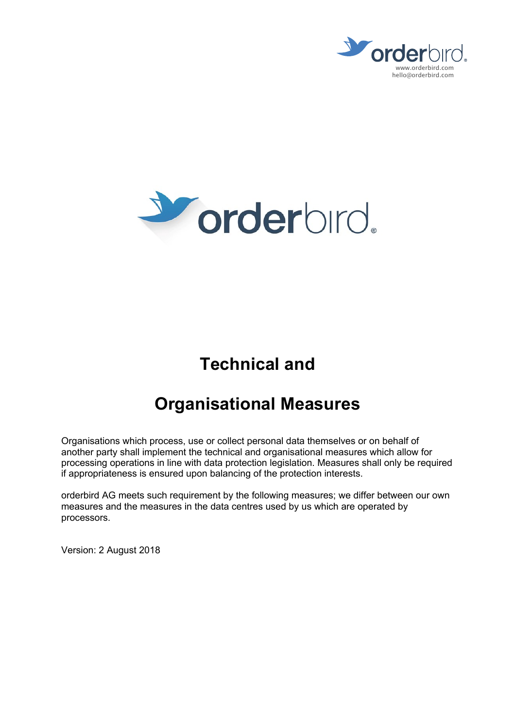# Technical and

# Organisational Measures

Organisations which process, use or collect personal data themselves or on behalf of another party shall implement the technical and organisational measures which allow for processing operations in line with data protection legislation. Measures shall only be required if appropriateness is ensured upon balancing of the protection interests.

orderbird AG meets such requirement by the following measures; we differ between our own measures and the measures in the data centres used by us which are operated by processors.

Version: 2 August 2018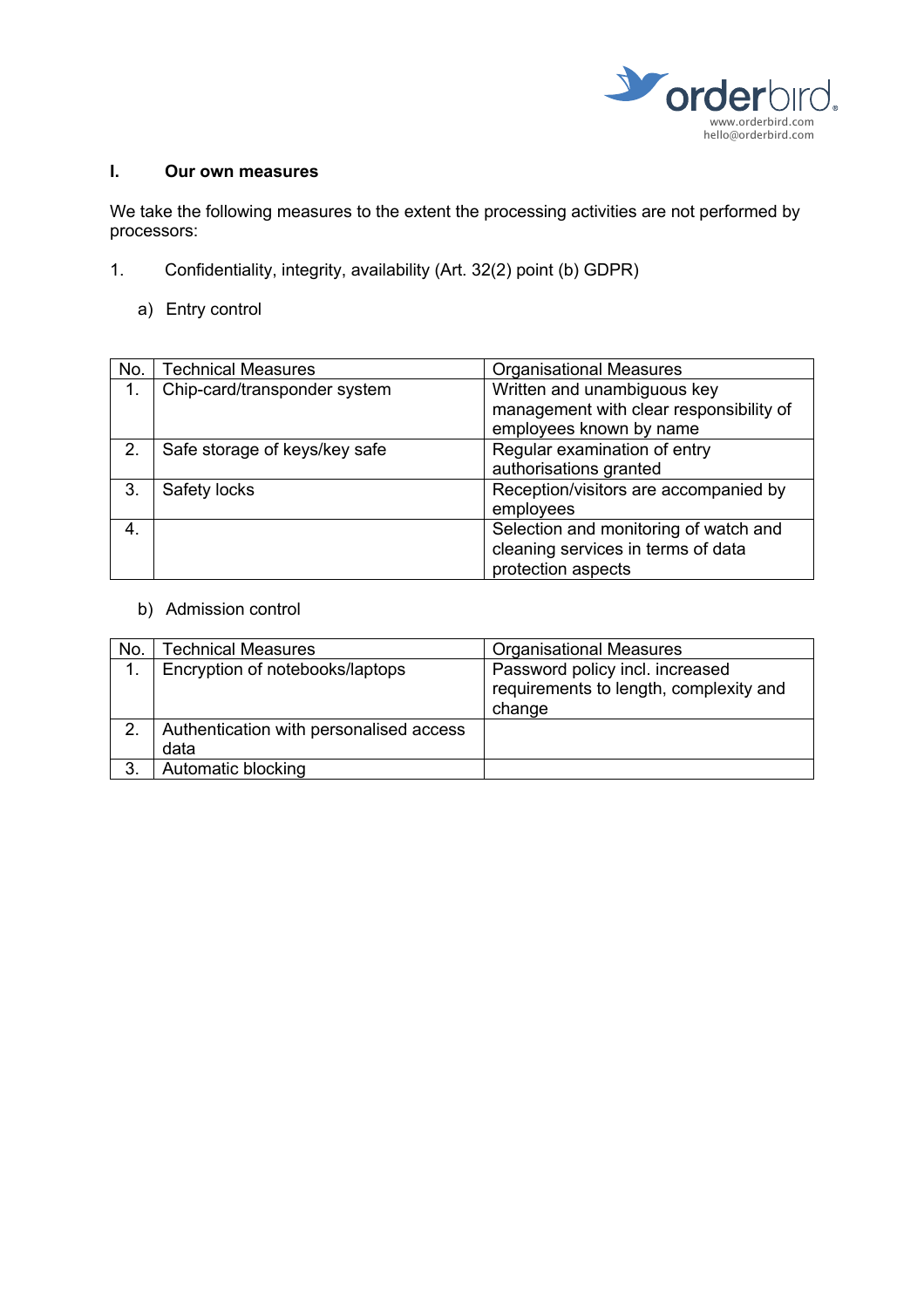## I. Our own measures

We take the following measures to the extent the processing activities are not performed by processors:

1. Confidentiality, integrity, availability (Art. 32(2) point (b) GDPR)

a) Entry control

| No. | Technical Measures | Organisational Measures |
|---|---|---|
| 1. | Chip-card/transponder system | Written and unambiguous key management with clear responsibility of employees known by name |
| 2. | Safe storage of keys/key safe | Regular examination of entry authorisations granted |
| 3. | Safety locks | Reception/visitors are accompanied by employees |
| 4. | | Selection and monitoring of watch and cleaning services in terms of data protection aspects |

b) Admission control

| No. | Technical Measures | Organisational Measures |
|---|---|---|
| 1. | Encryption of notebooks/laptops | Password policy incl. increased requirements to length, complexity and change |
| 2. | Authentication with personalised access data | |
| 3. | Automatic blocking | |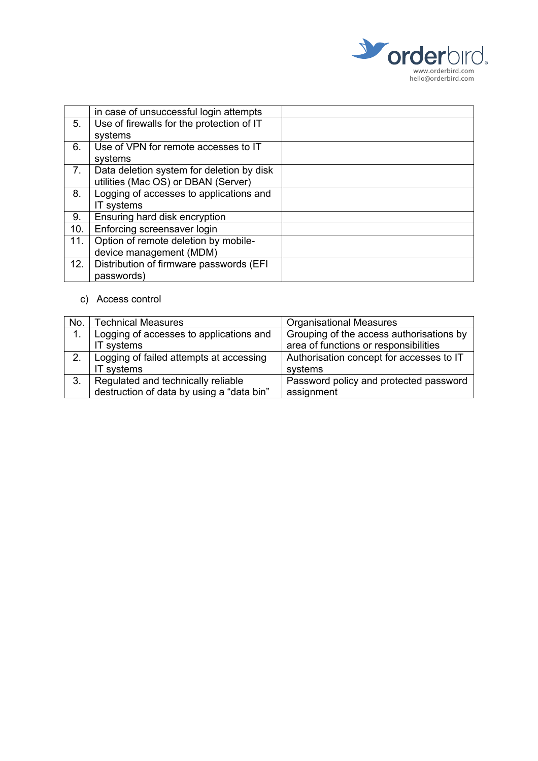| | | |
|---|---|---|
| | in case of unsuccessful login attempts | |
| 5. | Use of firewalls for the protection of IT systems | |
| 6. | Use of VPN for remote accesses to IT systems | |
| 7. | Data deletion system for deletion by disk utilities (Mac OS) or DBAN (Server) | |
| 8. | Logging of accesses to applications and IT systems | |
| 9. | Ensuring hard disk encryption | |
| 10. | Enforcing screensaver login | |
| 11. | Option of remote deletion by mobile-device management (MDM) | |
| 12. | Distribution of firmware passwords (EFI passwords) | |

c) Access control

| No. | Technical Measures | Organisational Measures |
|---|---|---|
| 1. | Logging of accesses to applications and IT systems | Grouping of the access authorisations by area of functions or responsibilities |
| 2. | Logging of failed attempts at accessing IT systems | Authorisation concept for accesses to IT systems |
| 3. | Regulated and technically reliable destruction of data by using a "data bin" | Password policy and protected password assignment |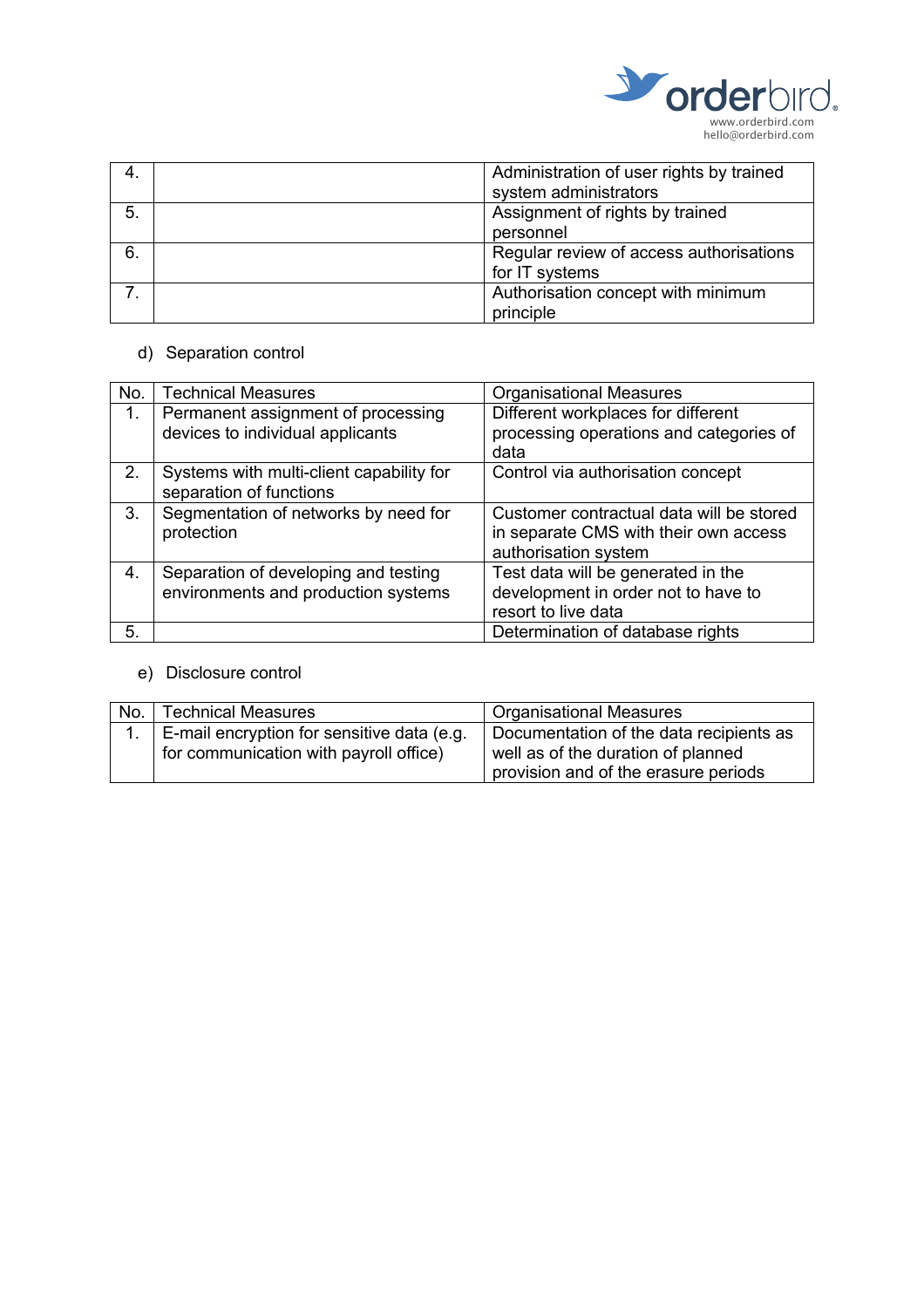| | | |
|---|---|---|
| 4. | | Administration of user rights by trained system administrators |
| 5. | | Assignment of rights by trained personnel |
| 6. | | Regular review of access authorisations for IT systems |
| 7. | | Authorisation concept with minimum principle |

d) Separation control

| No. | Technical Measures | Organisational Measures |
|---|---|---|
| 1. | Permanent assignment of processing devices to individual applicants | Different workplaces for different processing operations and categories of data |
| 2. | Systems with multi-client capability for separation of functions | Control via authorisation concept |
| 3. | Segmentation of networks by need for protection | Customer contractual data will be stored in separate CMS with their own access authorisation system |
| 4. | Separation of developing and testing environments and production systems | Test data will be generated in the development in order not to have to resort to live data |
| 5. | | Determination of database rights |

e) Disclosure control

| No. | Technical Measures | Organisational Measures |
|---|---|---|
| 1. | E-mail encryption for sensitive data (e.g. for communication with payroll office) | Documentation of the data recipients as well as of the duration of planned provision and of the erasure periods |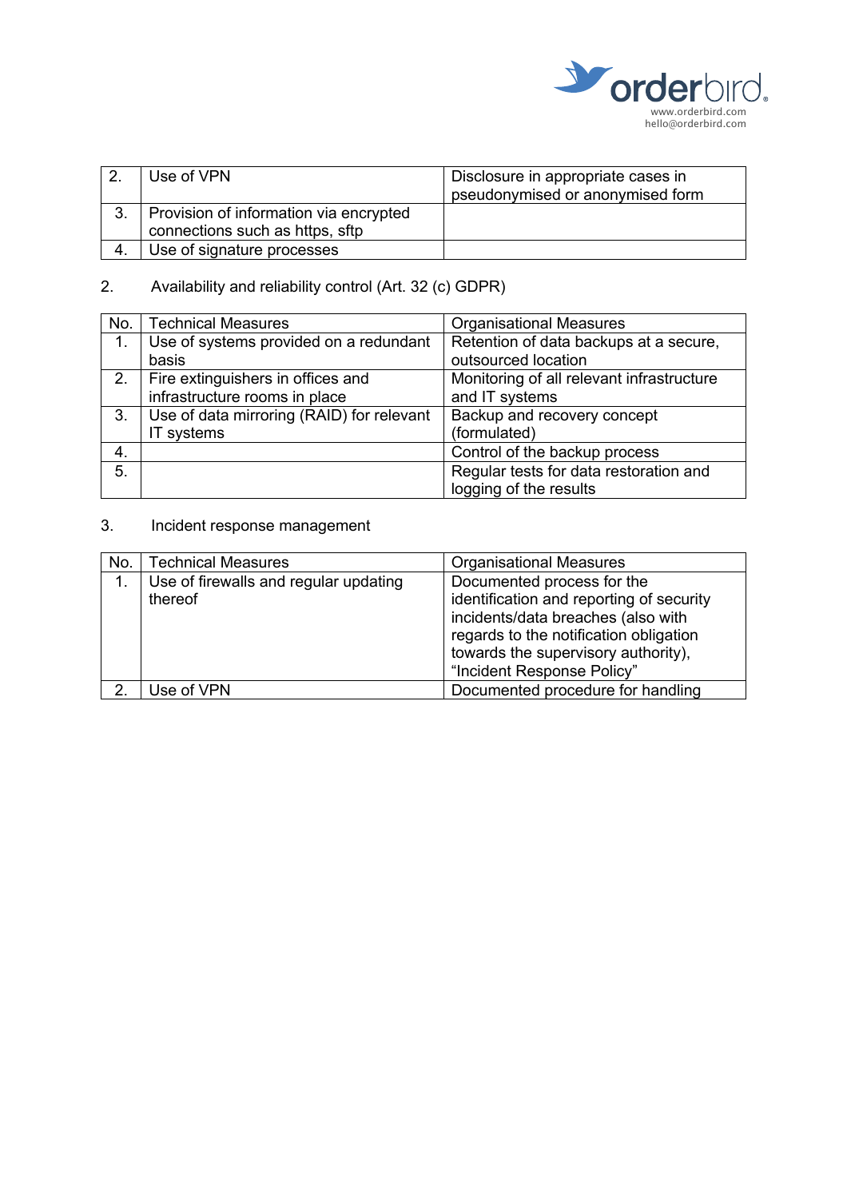| | | |
|---|---|---|
| 2. | Use of VPN | Disclosure in appropriate cases in pseudonymised or anonymised form |
| 3. | Provision of information via encrypted connections such as https, sftp | |
| 4. | Use of signature processes | |

2. Availability and reliability control (Art. 32 (c) GDPR)

| No. | Technical Measures | Organisational Measures |
|---|---|---|
| 1. | Use of systems provided on a redundant basis | Retention of data backups at a secure, outsourced location |
| 2. | Fire extinguishers in offices and infrastructure rooms in place | Monitoring of all relevant infrastructure and IT systems |
| 3. | Use of data mirroring (RAID) for relevant IT systems | Backup and recovery concept (formulated) |
| 4. | | Control of the backup process |
| 5. | | Regular tests for data restoration and logging of the results |

3. Incident response management

| No. | Technical Measures | Organisational Measures |
|---|---|---|
| 1. | Use of firewalls and regular updating thereof | Documented process for the identification and reporting of security incidents/data breaches (also with regards to the notification obligation towards the supervisory authority), “Incident Response Policy” |
| 2. | Use of VPN | Documented procedure for handling |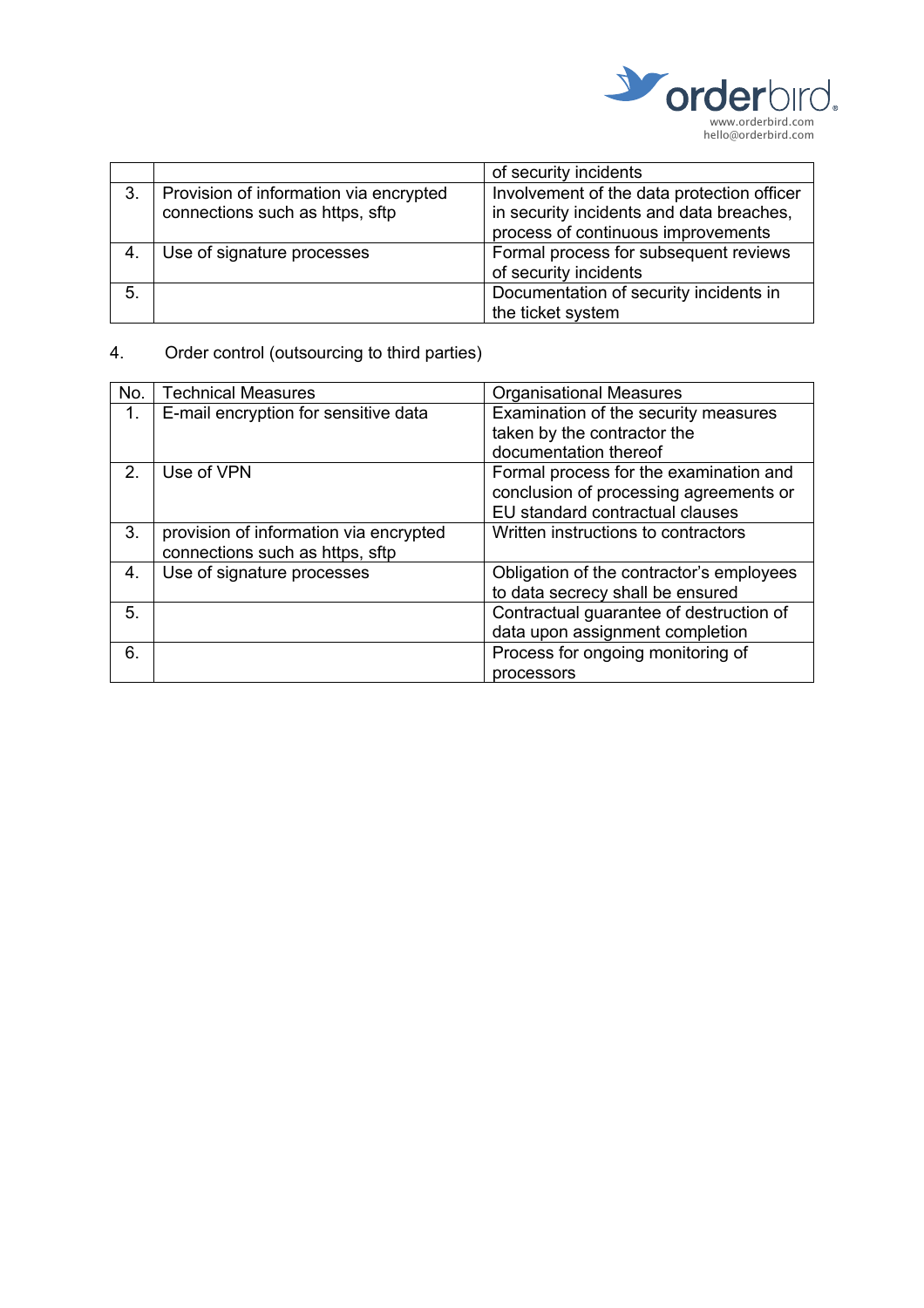| | | |
|---|---|---|
| | | of security incidents |
| 3. | Provision of information via encrypted connections such as https, sftp | Involvement of the data protection officer in security incidents and data breaches, process of continuous improvements |
| 4. | Use of signature processes | Formal process for subsequent reviews of security incidents |
| 5. | | Documentation of security incidents in the ticket system |

4. Order control (outsourcing to third parties)

| No. | Technical Measures | Organisational Measures |
|---|---|---|
| 1. | E-mail encryption for sensitive data | Examination of the security measures taken by the contractor the documentation thereof |
| 2. | Use of VPN | Formal process for the examination and conclusion of processing agreements or EU standard contractual clauses |
| 3. | provision of information via encrypted connections such as https, sftp | Written instructions to contractors |
| 4. | Use of signature processes | Obligation of the contractor's employees to data secrecy shall be ensured |
| 5. | | Contractual guarantee of destruction of data upon assignment completion |
| 6. | | Process for ongoing monitoring of processors |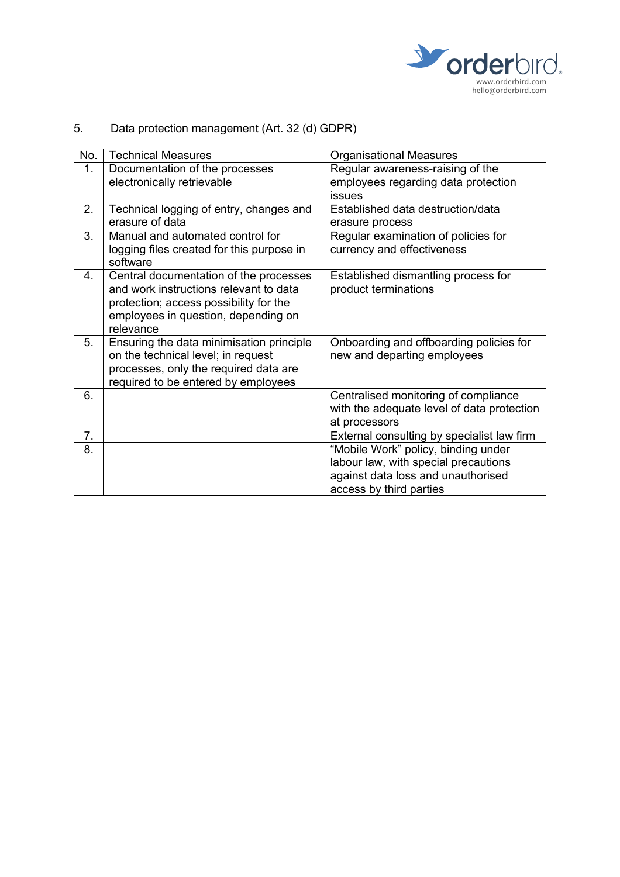## 5. Data protection management (Art. 32 (d) GDPR)

| No. | Technical Measures | Organisational Measures |
|---|---|---|
| 1. | Documentation of the processes electronically retrievable | Regular awareness-raising of the employees regarding data protection issues |
| 2. | Technical logging of entry, changes and erasure of data | Established data destruction/data erasure process |
| 3. | Manual and automated control for logging files created for this purpose in software | Regular examination of policies for currency and effectiveness |
| 4. | Central documentation of the processes and work instructions relevant to data protection; access possibility for the employees in question, depending on relevance | Established dismantling process for product terminations |
| 5. | Ensuring the data minimisation principle on the technical level; in request processes, only the required data are required to be entered by employees | Onboarding and offboarding policies for new and departing employees |
| 6. | | Centralised monitoring of compliance with the adequate level of data protection at processors |
| 7. | | External consulting by specialist law firm |
| 8. | | “Mobile Work” policy, binding under labour law, with special precautions against data loss and unauthorised access by third parties |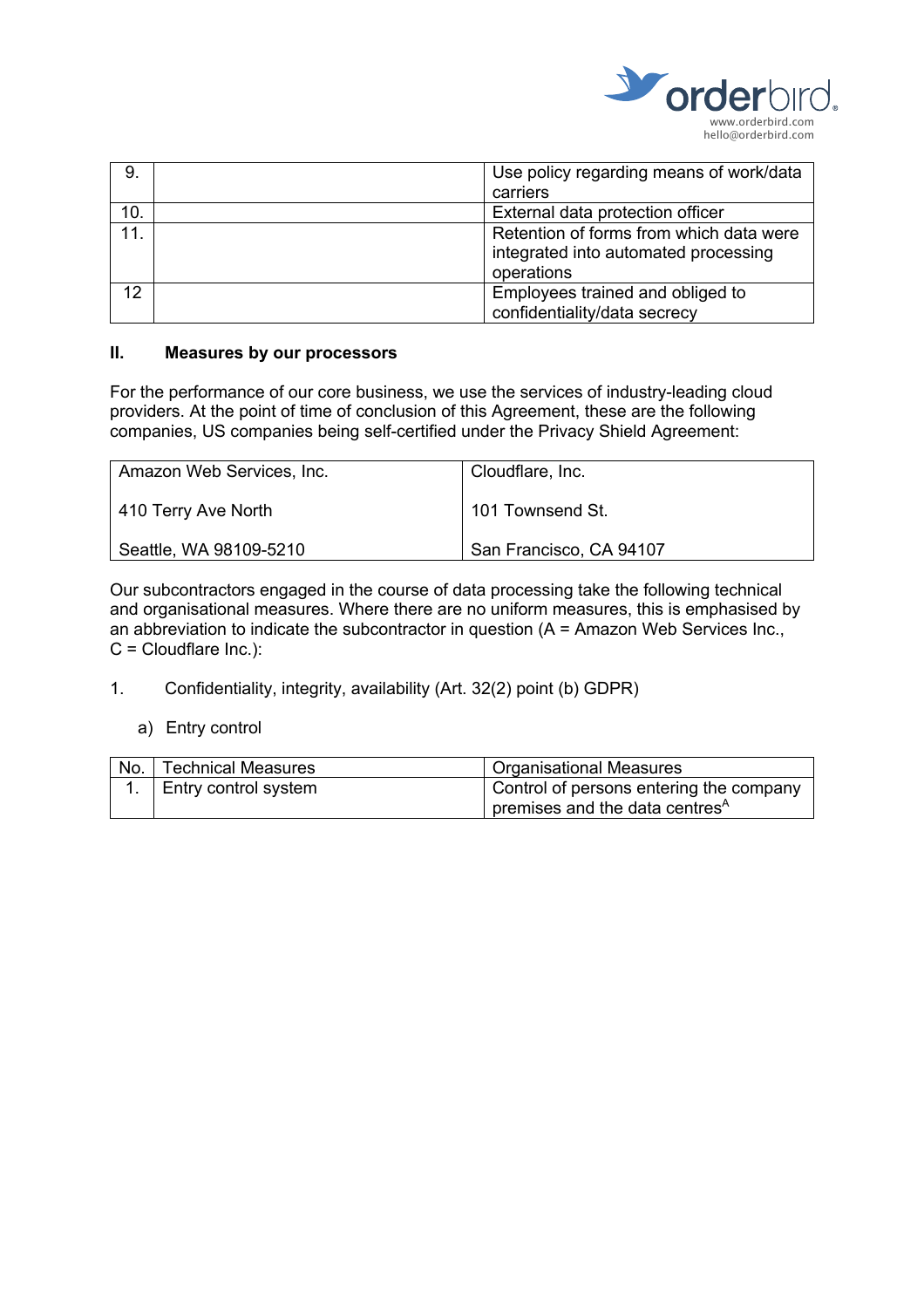| | | |
|---|---|---|
| 9. | | Use policy regarding means of work/data carriers |
| 10. | | External data protection officer |
| 11. | | Retention of forms from which data were integrated into automated processing operations |
| 12 | | Employees trained and obliged to confidentiality/data secrecy |

## II. Measures by our processors

For the performance of our core business, we use the services of industry-leading cloud providers. At the point of time of conclusion of this Agreement, these are the following companies, US companies being self-certified under the Privacy Shield Agreement:

| | |
|---|---|
| Amazon Web Services, Inc.<br><br>410 Terry Ave North<br><br>Seattle, WA 98109-5210 | Cloudflare, Inc.<br><br>101 Townsend St.<br><br>San Francisco, CA 94107 |

Our subcontractors engaged in the course of data processing take the following technical and organisational measures. Where there are no uniform measures, this is emphasised by an abbreviation to indicate the subcontractor in question (A = Amazon Web Services Inc., C = Cloudflare Inc.):

1. Confidentiality, integrity, availability (Art. 32(2) point (b) GDPR)

   a) Entry control

| No. | Technical Measures | Organisational Measures |
|---|---|---|
| 1. | Entry control system | Control of persons entering the company premises and the data centres[A] |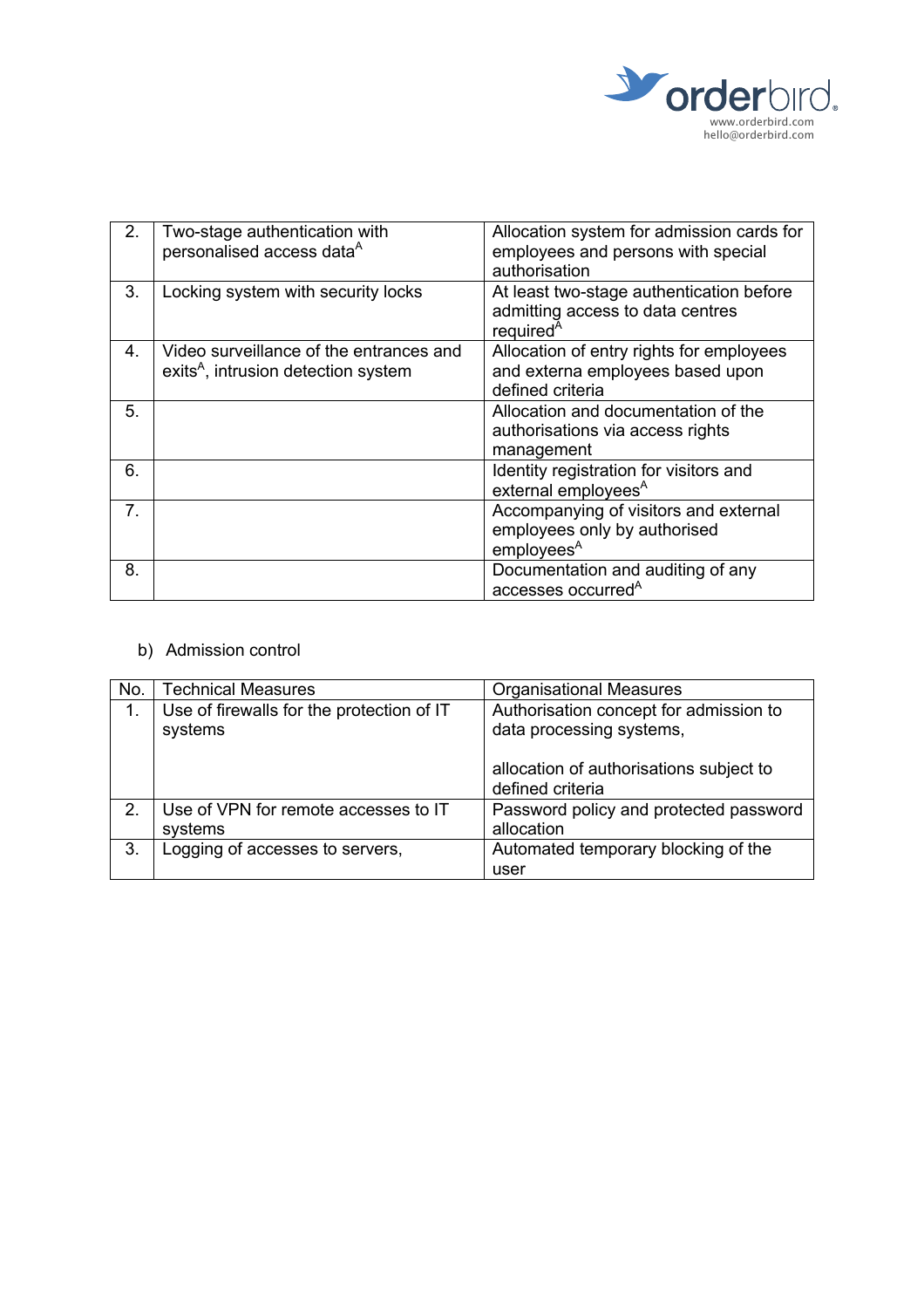| | | |
|---|---|---|
| 2. | Two-stage authentication with personalised access data[A] | Allocation system for admission cards for employees and persons with special authorisation |
| 3. | Locking system with security locks | At least two-stage authentication before admitting access to data centres required[A] |
| 4. | Video surveillance of the entrances and exits[A], intrusion detection system | Allocation of entry rights for employees and externa employees based upon defined criteria |
| 5. | | Allocation and documentation of the authorisations via access rights management |
| 6. | | Identity registration for visitors and external employees[A] |
| 7. | | Accompanying of visitors and external employees only by authorised employees[A] |
| 8. | | Documentation and auditing of any accesses occurred[A] |

b) Admission control

| No. | Technical Measures | Organisational Measures |
|---|---|---|
| 1. | Use of firewalls for the protection of IT systems | Authorisation concept for admission to data processing systems,<br><br>allocation of authorisations subject to defined criteria |
| 2. | Use of VPN for remote accesses to IT systems | Password policy and protected password allocation |
| 3. | Logging of accesses to servers, | Automated temporary blocking of the user |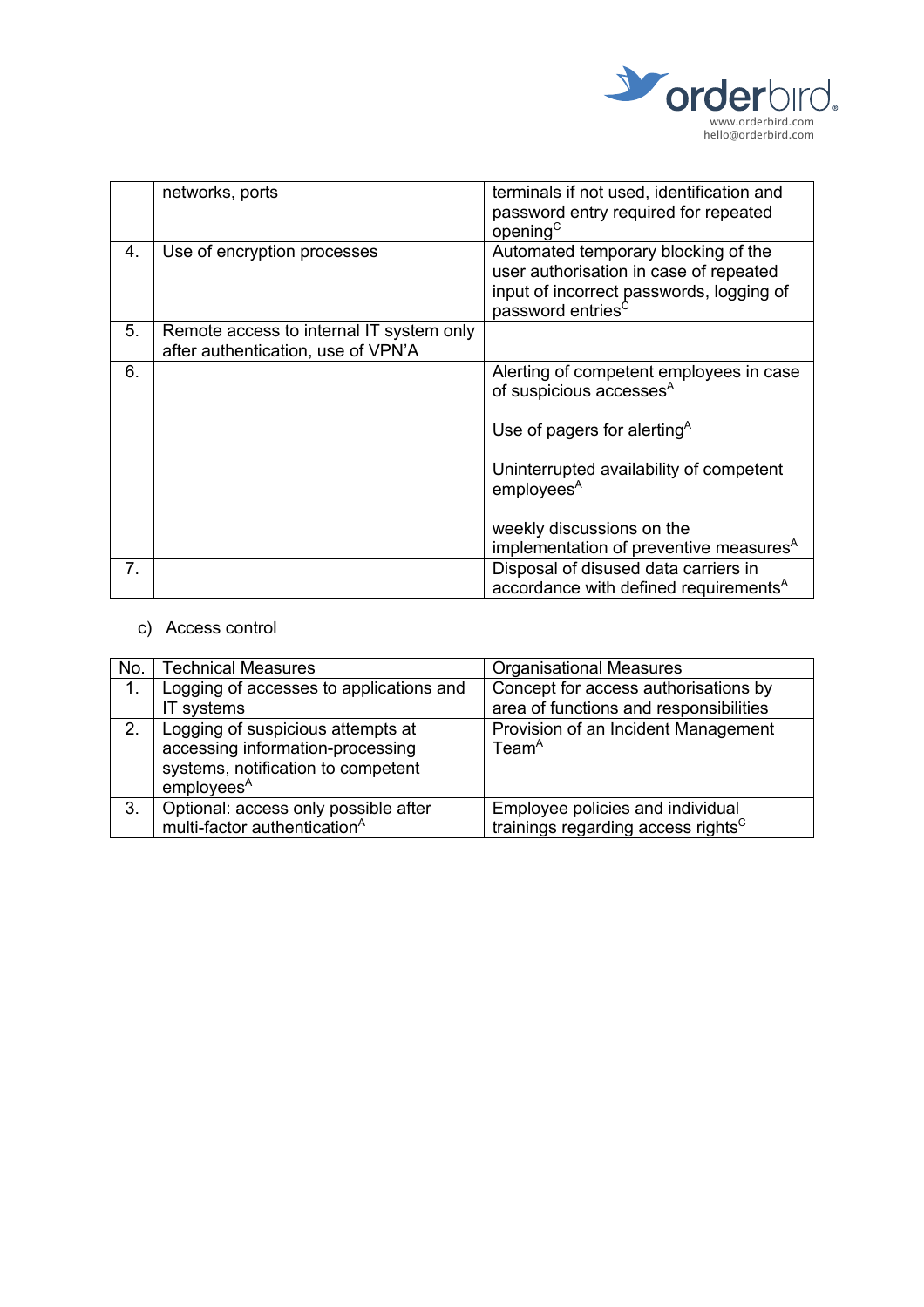| | | |
|---|---|---|
| | networks, ports | terminals if not used, identification and password entry required for repeated opening[C] |
| 4. | Use of encryption processes | Automated temporary blocking of the user authorisation in case of repeated input of incorrect passwords, logging of password entries[C] |
| 5. | Remote access to internal IT system only after authentication, use of VPN'A | |
| 6. | | Alerting of competent employees in case of suspicious accesses[A]<br><br>Use of pagers for alerting[A]<br><br>Uninterrupted availability of competent employees[A]<br><br>weekly discussions on the implementation of preventive measures[A] |
| 7. | | Disposal of disused data carriers in accordance with defined requirements[A] |

c) Access control

| No. | Technical Measures | Organisational Measures |
|---|---|---|
| 1. | Logging of accesses to applications and IT systems | Concept for access authorisations by area of functions and responsibilities |
| 2. | Logging of suspicious attempts at accessing information-processing systems, notification to competent employees[A] | Provision of an Incident Management Team[A] |
| 3. | Optional: access only possible after multi-factor authentication[A] | Employee policies and individual trainings regarding access rights[C] |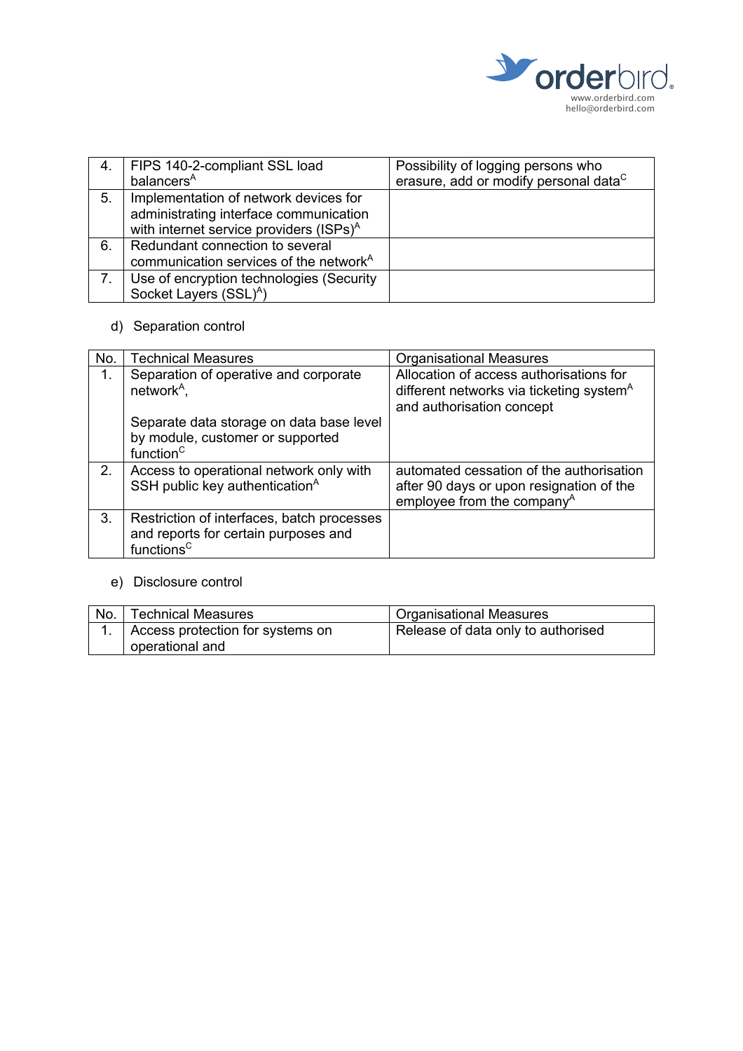| | | |
|---|---|---|
| 4. | FIPS 140-2-compliant SSL load balancers[A] | Possibility of logging persons who erasure, add or modify personal data[C] |
| 5. | Implementation of network devices for administrating interface communication with internet service providers (ISPs)[A] | |
| 6. | Redundant connection to several communication services of the network[A] | |
| 7. | Use of encryption technologies (Security Socket Layers (SSL)[A]) | |

d) Separation control

| No. | Technical Measures | Organisational Measures |
|---|---|---|
| 1. | Separation of operative and corporate network[A], <br><br>Separate data storage on data base level by module, customer or supported function[C] | Allocation of access authorisations for different networks via ticketing system[A] and authorisation concept |
| 2. | Access to operational network only with SSH public key authentication[A] | automated cessation of the authorisation after 90 days or upon resignation of the employee from the company[A] |
| 3. | Restriction of interfaces, batch processes and reports for certain purposes and functions[C] | |

e) Disclosure control

| No. | Technical Measures | Organisational Measures |
|---|---|---|
| 1. | Access protection for systems on operational and | Release of data only to authorised |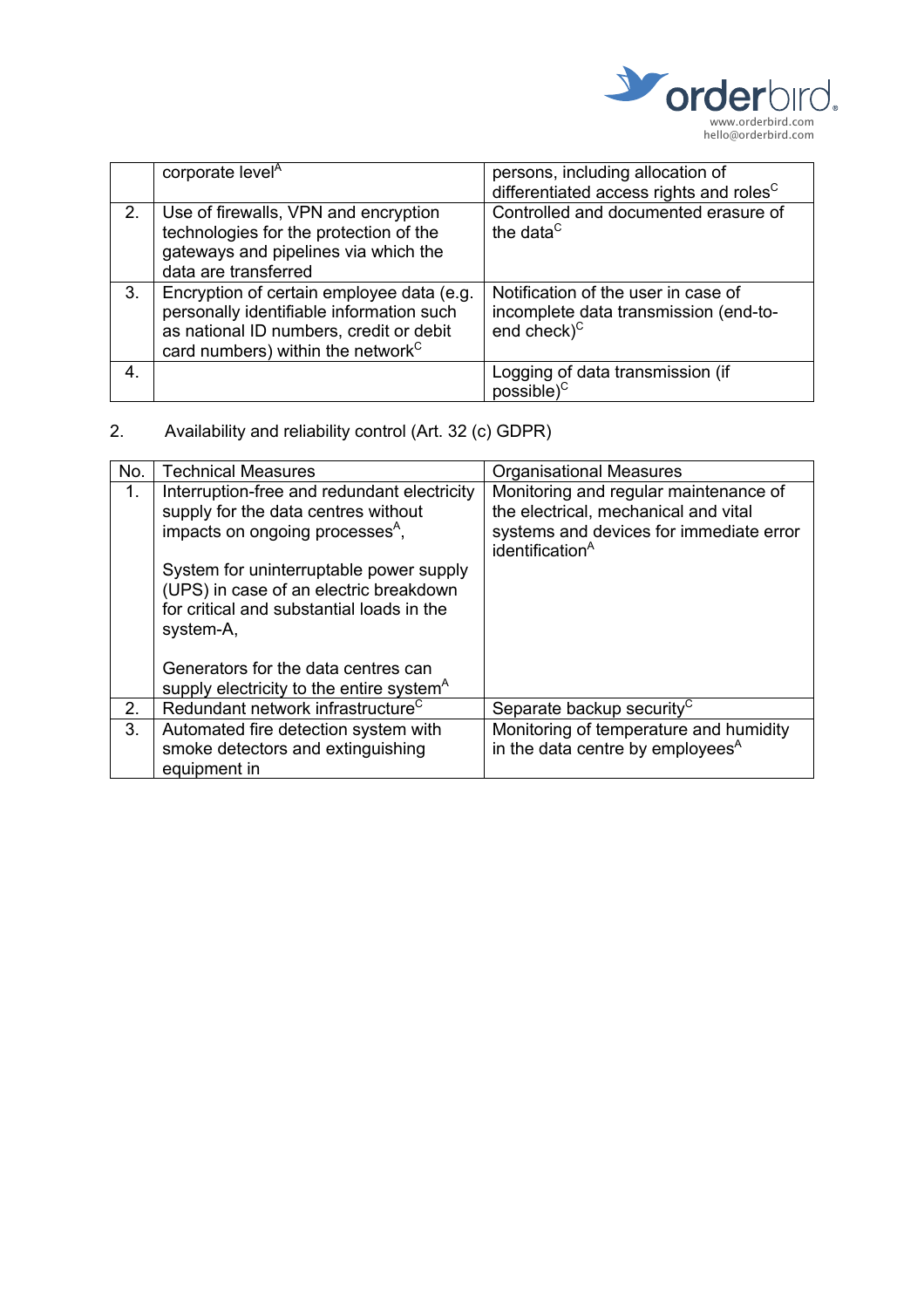| | | |
|---|---|---|
| | corporate level[A] | persons, including allocation of differentiated access rights and roles[C] |
| 2. | Use of firewalls, VPN and encryption technologies for the protection of the gateways and pipelines via which the data are transferred | Controlled and documented erasure of the data[C] |
| 3. | Encryption of certain employee data (e.g. personally identifiable information such as national ID numbers, credit or debit card numbers) within the network[C] | Notification of the user in case of incomplete data transmission (end-to-end check)[C] |
| 4. | | Logging of data transmission (if possible)[C] |

2. Availability and reliability control (Art. 32 (c) GDPR)

| No. | Technical Measures | Organisational Measures |
|---|---|---|
| 1. | Interruption-free and redundant electricity supply for the data centres without impacts on ongoing processes[A], <br><br> System for uninterruptable power supply (UPS) in case of an electric breakdown for critical and substantial loads in the system-A, <br><br> Generators for the data centres can supply electricity to the entire system[A] | Monitoring and regular maintenance of the electrical, mechanical and vital systems and devices for immediate error identification[A] |
| 2. | Redundant network infrastructure[C] | Separate backup security[C] |
| 3. | Automated fire detection system with smoke detectors and extinguishing equipment in | Monitoring of temperature and humidity in the data centre by employees[A] |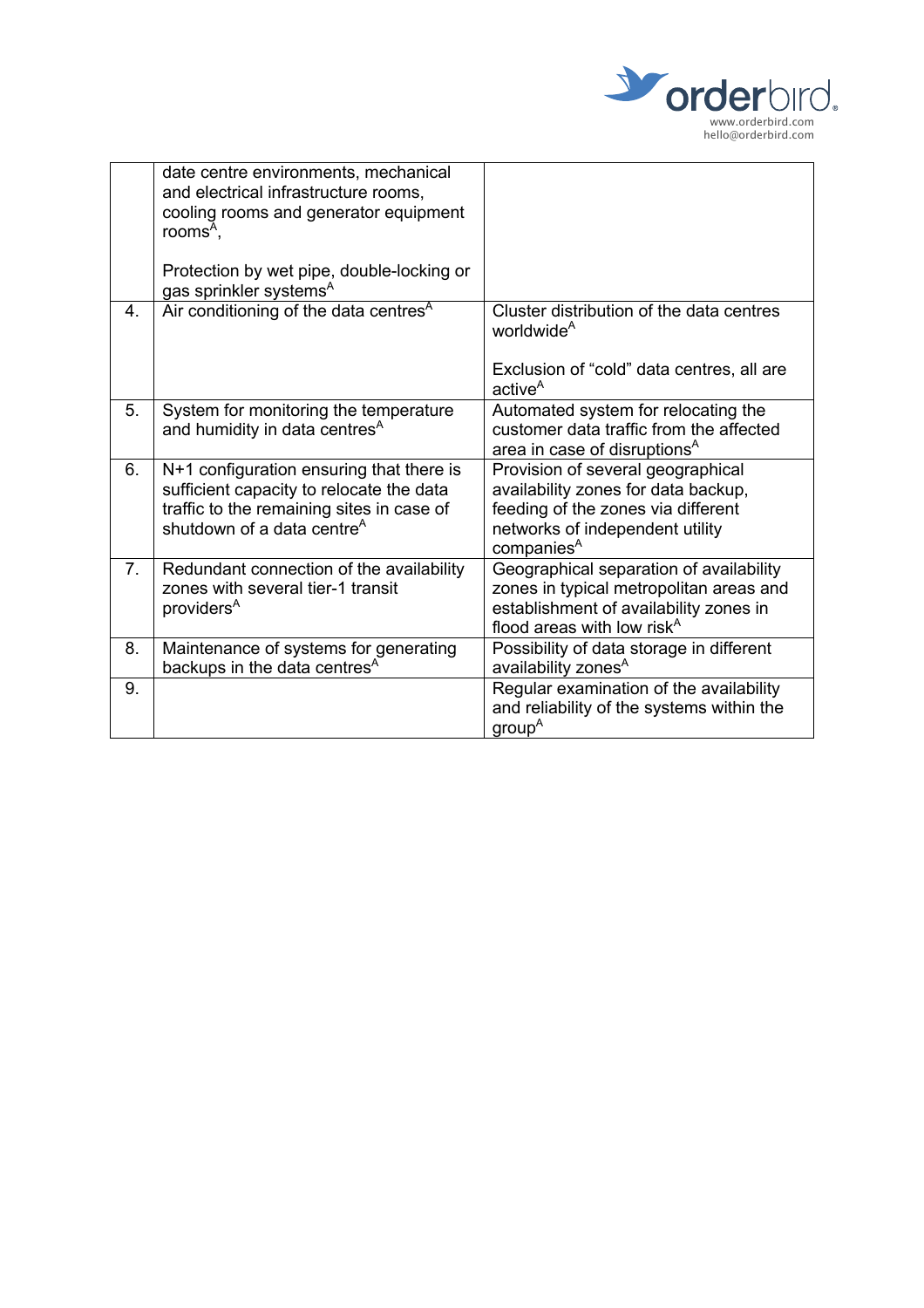| | | |
|---|---|---|
| | date centre environments, mechanical and electrical infrastructure rooms, cooling rooms and generator equipment rooms[A],<br><br>Protection by wet pipe, double-locking or gas sprinkler systems[A] | |
| 4. | Air conditioning of the data centres[A] | Cluster distribution of the data centres worldwide[A]<br><br>Exclusion of "cold" data centres, all are active[A] |
| 5. | System for monitoring the temperature and humidity in data centres[A] | Automated system for relocating the customer data traffic from the affected area in case of disruptions[A] |
| 6. | N+1 configuration ensuring that there is sufficient capacity to relocate the data traffic to the remaining sites in case of shutdown of a data centre[A] | Provision of several geographical availability zones for data backup, feeding of the zones via different networks of independent utility companies[A] |
| 7. | Redundant connection of the availability zones with several tier-1 transit providers[A] | Geographical separation of availability zones in typical metropolitan areas and establishment of availability zones in flood areas with low risk[A] |
| 8. | Maintenance of systems for generating backups in the data centres[A] | Possibility of data storage in different availability zones[A] |
| 9. | | Regular examination of the availability and reliability of the systems within the group[A] |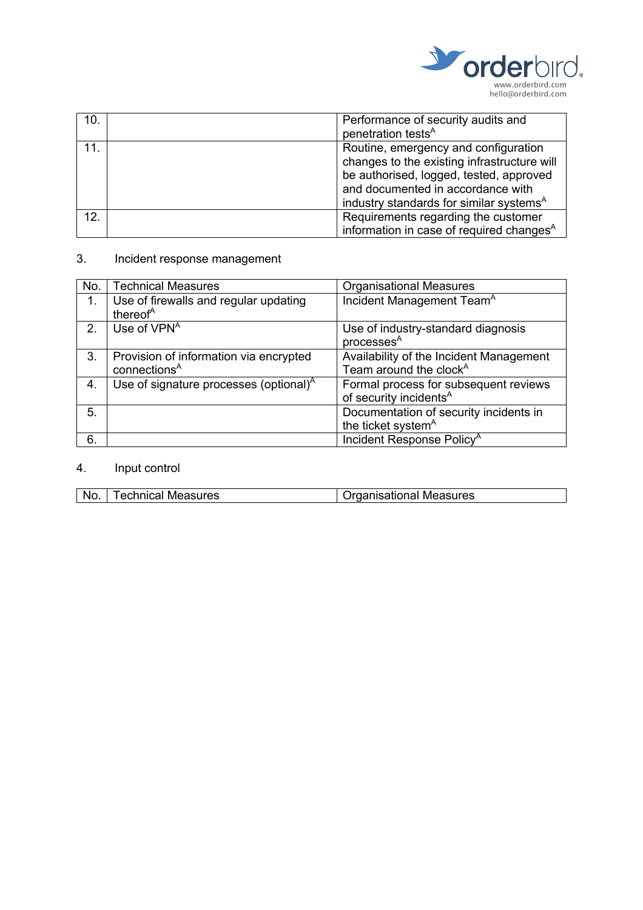| | | |
|---|---|---|
| 10. | | Performance of security audits and penetration tests[A] |
| 11. | | Routine, emergency and configuration changes to the existing infrastructure will be authorised, logged, tested, approved and documented in accordance with industry standards for similar systems[A] |
| 12. | | Requirements regarding the customer information in case of required changes[A] |

3. Incident response management

| No. | Technical Measures | Organisational Measures |
|---|---|---|
| 1. | Use of firewalls and regular updating thereof[A] | Incident Management Team[A] |
| 2. | Use of VPN[A] | Use of industry-standard diagnosis processes[A] |
| 3. | Provision of information via encrypted connections[A] | Availability of the Incident Management Team around the clock[A] |
| 4. | Use of signature processes (optional)[A] | Formal process for subsequent reviews of security incidents[A] |
| 5. | | Documentation of security incidents in the ticket system[A] |
| 6. | | Incident Response Policy[A] |

4. Input control

| No. | Technical Measures | Organisational Measures |
|---|---|---|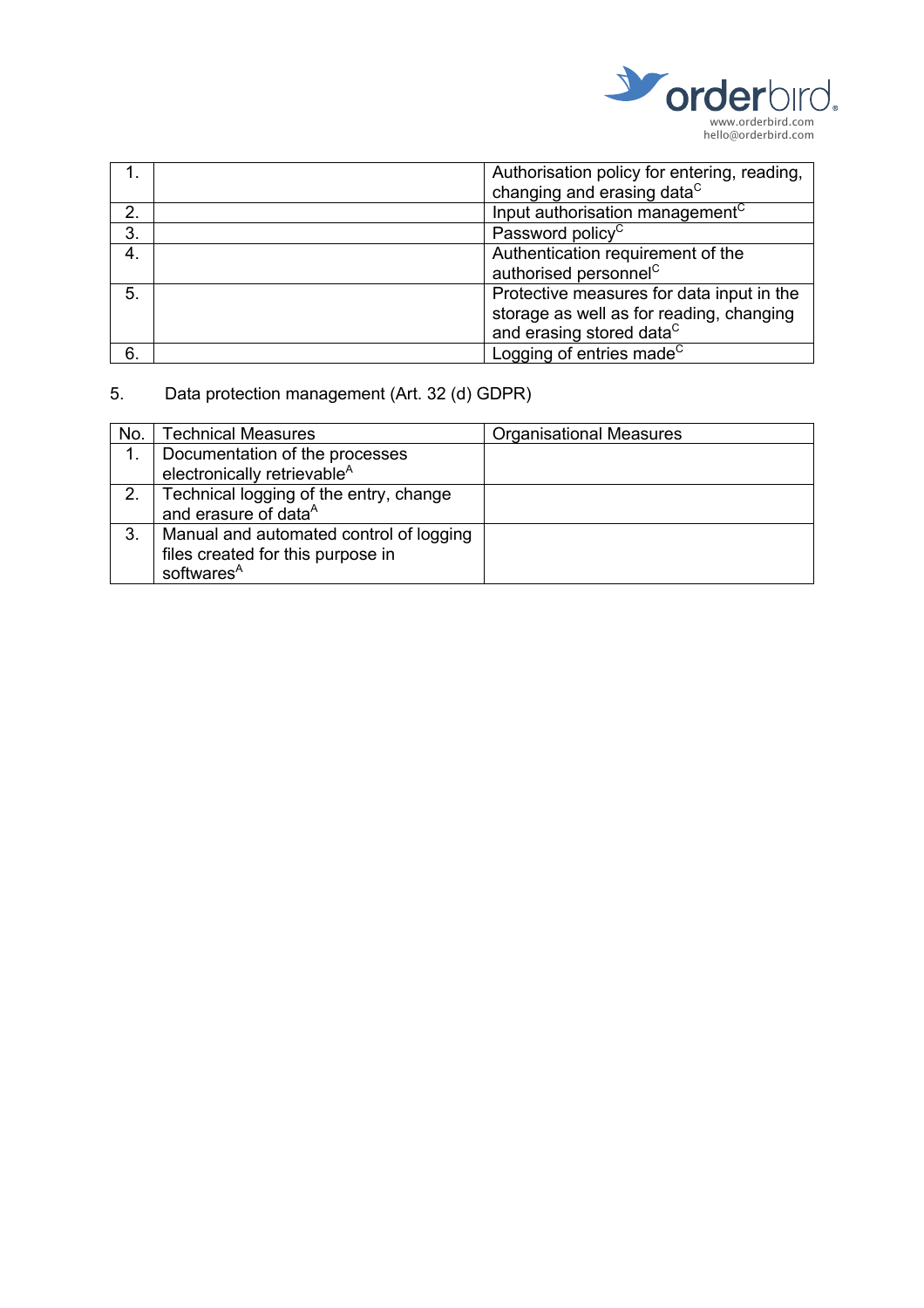| | | |
|---|---|---|
| 1. | | Authorisation policy for entering, reading, changing and erasing data[C] |
| 2. | | Input authorisation management[C] |
| 3. | | Password policy[C] |
| 4. | | Authentication requirement of the authorised personnel[C] |
| 5. | | Protective measures for data input in the storage as well as for reading, changing and erasing stored data[C] |
| 6. | | Logging of entries made[C] |

5. Data protection management (Art. 32 (d) GDPR)

| No. | Technical Measures | Organisational Measures |
|---|---|---|
| 1. | Documentation of the processes electronically retrievable[A] | |
| 2. | Technical logging of the entry, change and erasure of data[A] | |
| 3. | Manual and automated control of logging files created for this purpose in softwares[A] | |